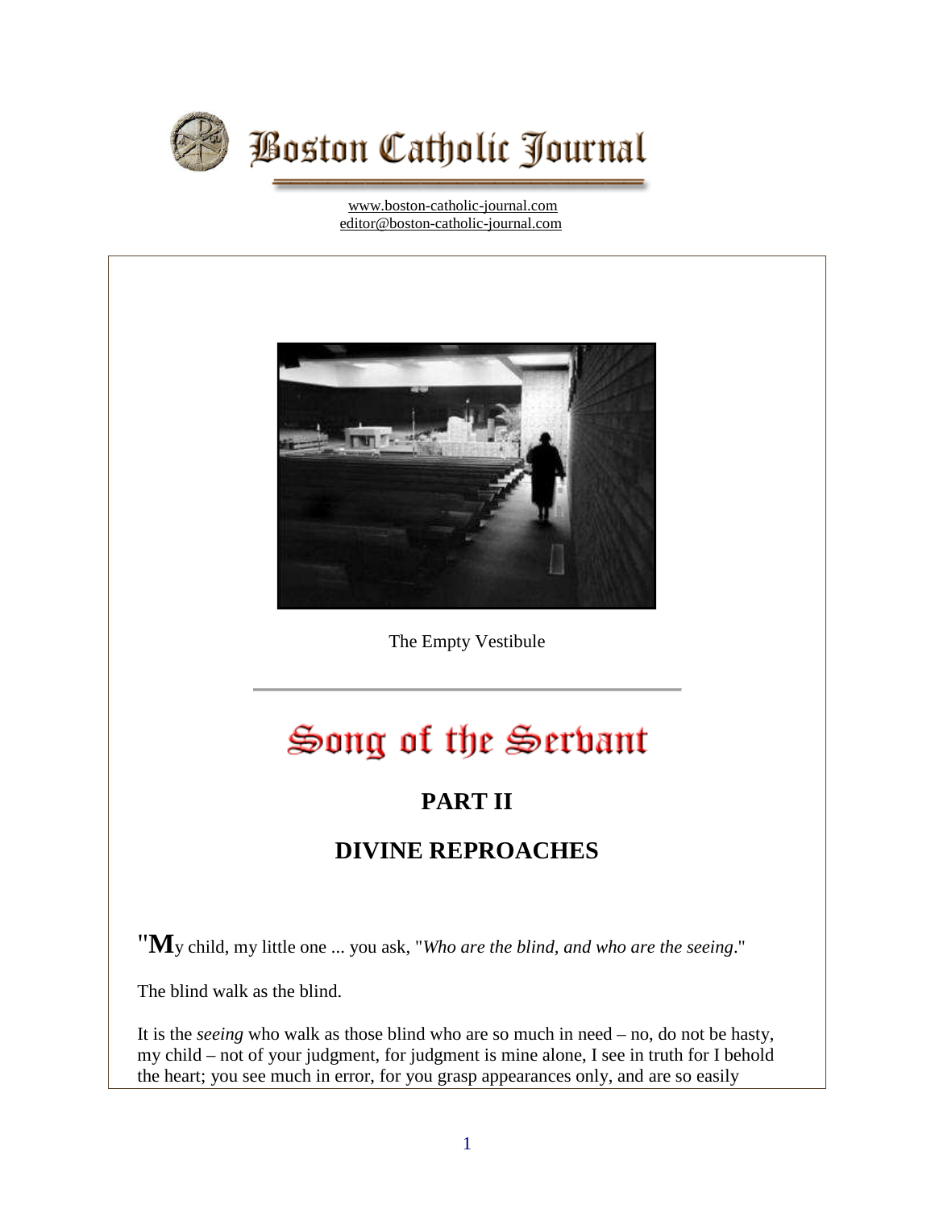# Boston Catholic Journal

www.boston-catholic-journal.com
editor@boston-catholic-journal.com

The Empty Vestibule

# Song of the Servant

## PART II

## DIVINE REPROACHES

"**M**y child, my little one ... you ask, "*Who are the blind, and who are the seeing*."

The blind walk as the blind.

It is the *seeing* who walk as those blind who are so much in need – no, do not be hasty, my child – not of your judgment, for judgment is mine alone, I see in truth for I behold the heart; you see much in error, for you grasp appearances only, and are so easily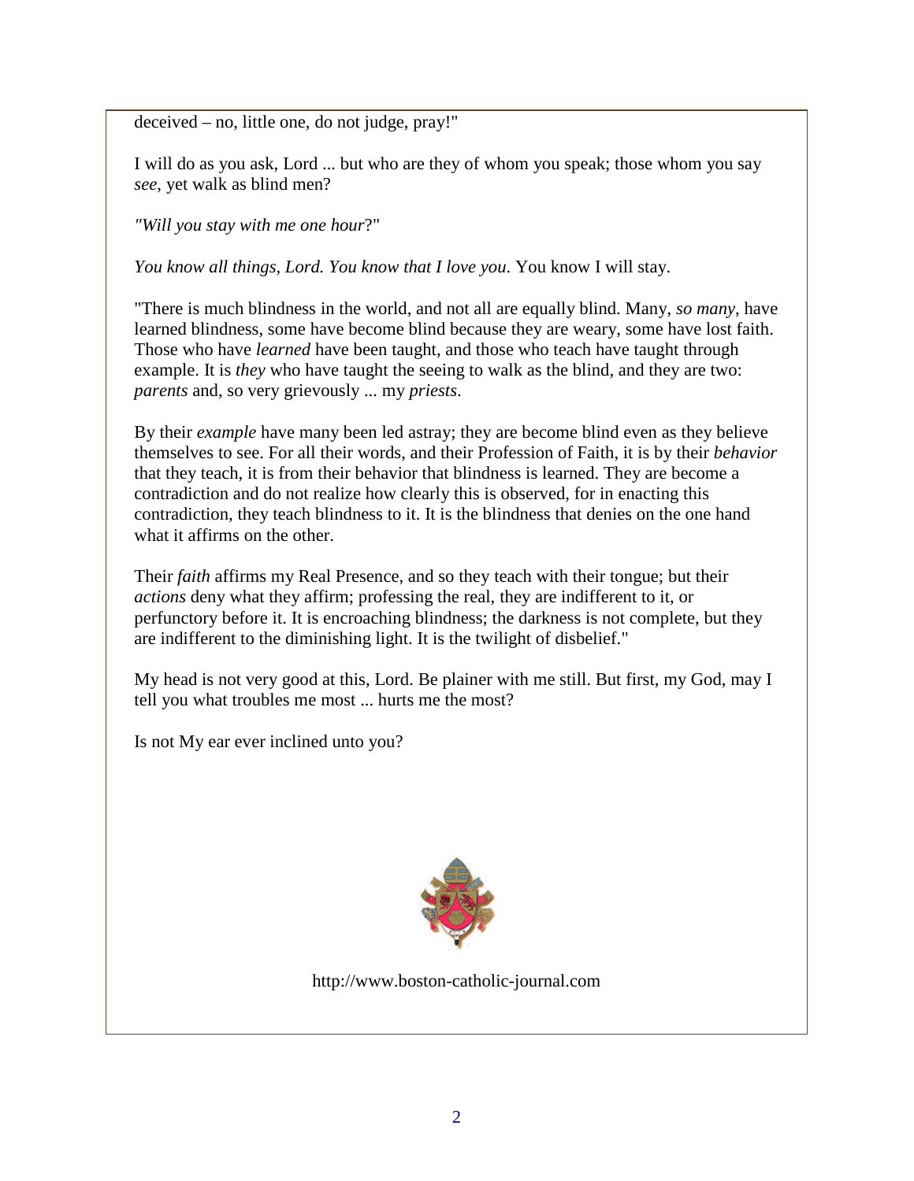deceived – no, little one, do not judge, pray!"

I will do as you ask, Lord ... but who are they of whom you speak; those whom you say *see*, yet walk as blind men?

*"Will you stay with me one hour*?"

*You know all things, Lord. You know that I love you.* You know I will stay.

"There is much blindness in the world, and not all are equally blind. Many, *so many*, have learned blindness, some have become blind because they are weary, some have lost faith. Those who have *learned* have been taught, and those who teach have taught through example. It is *they* who have taught the seeing to walk as the blind, and they are two: *parents* and, so very grievously ... my *priests*.

By their *example* have many been led astray; they are become blind even as they believe themselves to see. For all their words, and their Profession of Faith, it is by their *behavior* that they teach, it is from their behavior that blindness is learned. They are become a contradiction and do not realize how clearly this is observed, for in enacting this contradiction, they teach blindness to it. It is the blindness that denies on the one hand what it affirms on the other.

Their *faith* affirms my Real Presence, and so they teach with their tongue; but their *actions* deny what they affirm; professing the real, they are indifferent to it, or perfunctory before it. It is encroaching blindness; the darkness is not complete, but they are indifferent to the diminishing light. It is the twilight of disbelief."

My head is not very good at this, Lord. Be plainer with me still. But first, my God, may I tell you what troubles me most ... hurts me the most?

Is not My ear ever inclined unto you?

http://www.boston-catholic-journal.com